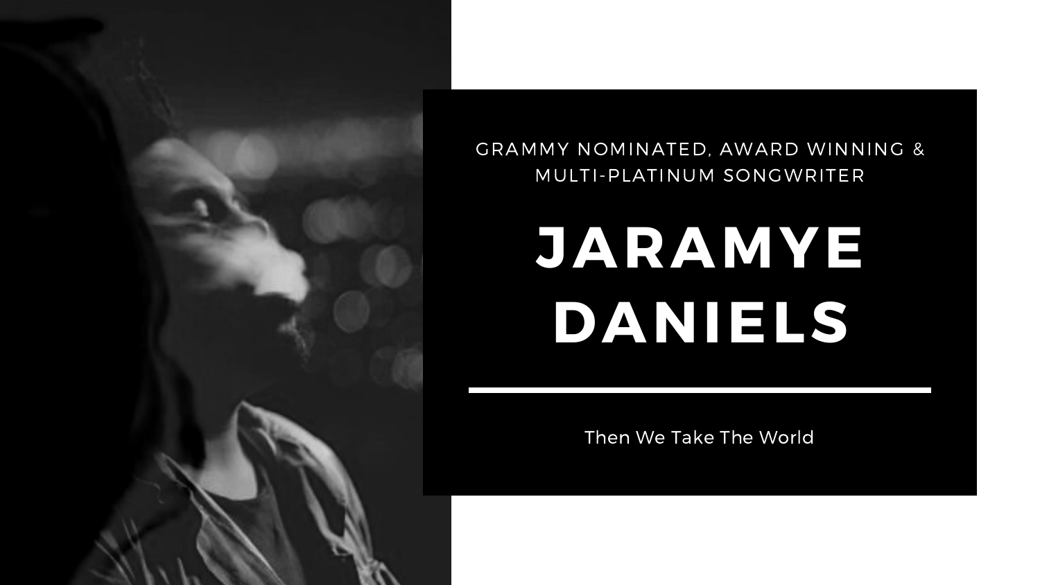GRAMMY NOMINATED, AWARD WINNING & MULTI-PLATINUM SONGWRITER

# JARAMYE DANIELS

Then We Take The World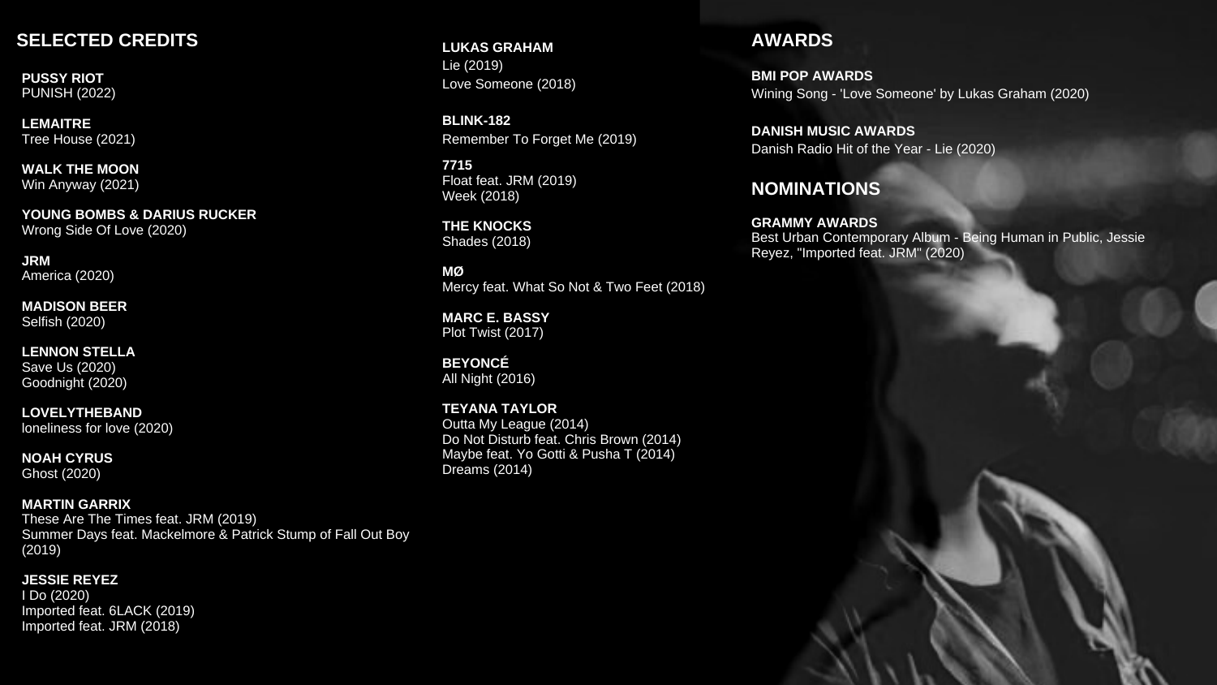## SELECTED CREDITS

**PUSSY RIOT**
PUNISH (2022)

**LEMAITRE**
Tree House (2021)

**WALK THE MOON**
Win Anyway (2021)

**YOUNG BOMBS & DARIUS RUCKER**
Wrong Side Of Love (2020)

**JRM**
America (2020)

**MADISON BEER**
Selfish (2020)

**LENNON STELLA**
Save Us (2020)
Goodnight (2020)

**LOVELYTHEBAND**
loneliness for love (2020)

**NOAH CYRUS**
Ghost (2020)

**MARTIN GARRIX**
These Are The Times feat. JRM (2019)
Summer Days feat. Mackelmore & Patrick Stump of Fall Out Boy (2019)

**JESSIE REYEZ**
I Do (2020)
Imported feat. 6LACK (2019)
Imported feat. JRM (2018)

**LUKAS GRAHAM**
Lie (2019)
Love Someone (2018)

**BLINK-182**
Remember To Forget Me (2019)

**7715**
Float feat. JRM (2019)
Week (2018)

**THE KNOCKS**
Shades (2018)

**MØ**
Mercy feat. What So Not & Two Feet (2018)

**MARC E. BASSY**
Plot Twist (2017)

**BEYONCÉ**
All Night (2016)

**TEYANA TAYLOR**
Outta My League (2014)
Do Not Disturb feat. Chris Brown (2014)
Maybe feat. Yo Gotti & Pusha T (2014)
Dreams (2014)

## AWARDS

**BMI POP AWARDS**
Wining Song - 'Love Someone' by Lukas Graham (2020)

**DANISH MUSIC AWARDS**
Danish Radio Hit of the Year - Lie (2020)

## NOMINATIONS

**GRAMMY AWARDS**
Best Urban Contemporary Album - Being Human in Public, Jessie Reyez, "Imported feat. JRM" (2020)